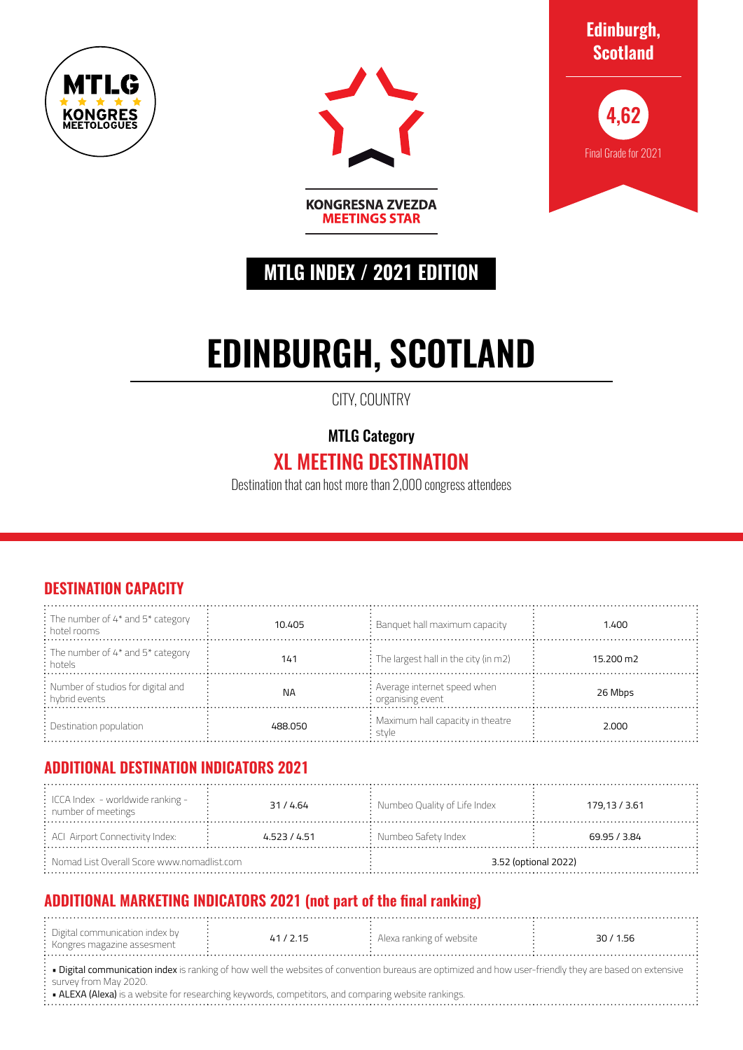MTLG KONGRES MEETOLOGUES

KONGRESNA ZVEZDA
MEETINGS STAR

**Edinburgh, Scotland**

**4,62**

Final Grade for 2021

## MTLG INDEX / 2021 EDITION

# EDINBURGH, SCOTLAND

CITY, COUNTRY

**MTLG Category**

## XL MEETING DESTINATION

Destination that can host more than 2,000 congress attendees

## DESTINATION CAPACITY

| | | | |
|---|---|---|---|
| The number of 4* and 5* category hotel rooms | 10.405 | Banquet hall maximum capacity | 1.400 |
| The number of 4* and 5* category hotels | 141 | The largest hall in the city (in m2) | 15.200 m2 |
| Number of studios for digital and hybrid events | NA | Average internet speed when organising event | 26 Mbps |
| Destination population | 488.050 | Maximum hall capacity in theatre style | 2.000 |

## ADDITIONAL DESTINATION INDICATORS 2021

| | | | |
|---|---|---|---|
| ICCA Index - worldwide ranking - number of meetings | 31 / 4.64 | Numbeo Quality of Life Index | 179,13 / 3.61 |
| ACI Airport Connectivity Index: | 4.523 / 4.51 | Numbeo Safety Index | 69.95 / 3.84 |
| Nomad List Overall Score www.nomadlist.com | | 3.52 (optional 2022) | |

## ADDITIONAL MARKETING INDICATORS 2021 (not part of the final ranking)

| | | | |
|---|---|---|---|
| Digital communication index by Kongres magazine assesment | 41 / 2.15 | Alexa ranking of website | 30 / 1.56 |

- **Digital communication index** is ranking of how well the websites of convention bureaus are optimized and how user-friendly they are based on extensive survey from May 2020.
- **ALEXA (Alexa)** is a website for researching keywords, competitors, and comparing website rankings.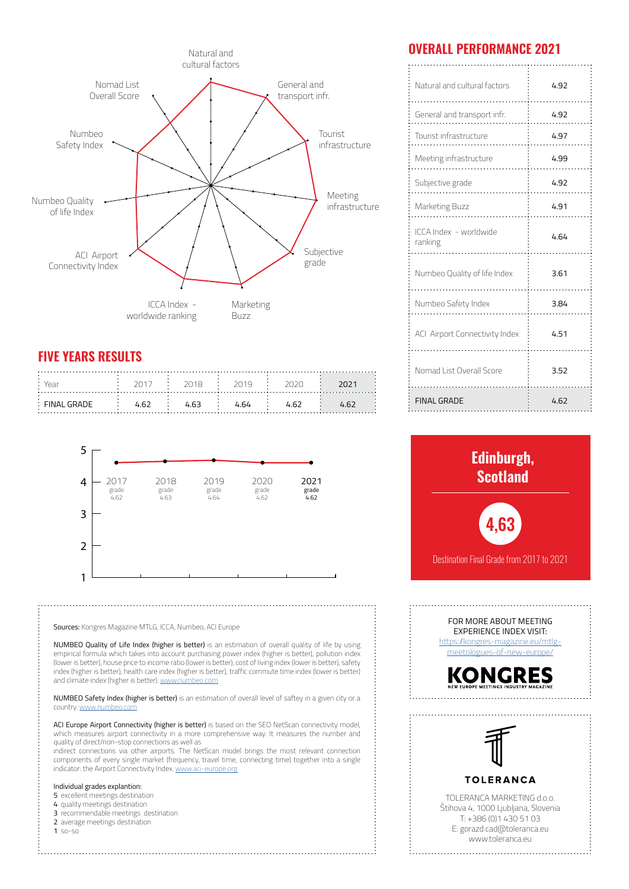Natural and cultural factors
General and transport infr.
Tourist infrastructure
Meeting infrastructure
Subjective grade
Marketing Buzz
ICCA Index - worldwide ranking
ACI Airport Connectivity Index
Numbeo Quality of life Index
Numbeo Safety Index
Nomad List Overall Score

## FIVE YEARS RESULTS

| Year | 2017 | 2018 | 2019 | 2020 | 2021 |
|---|---|---|---|---|---|
| FINAL GRADE | 4.62 | 4.63 | 4.64 | 4.62 | 4.62 |

5
4
3
2
1

2017 grade 4.62
2018 grade 4.63
2019 grade 4.64
2020 grade 4.62
2021 grade 4.62

Sources: Kongres Magazine MTLG, ICCA, Numbeo, ACI Europe

**NUMBEO Quality of Life Index (higher is better)** is an estimation of overall quality of life by using empirical formula which takes into account purchasing power index (higher is better), pollution index (lower is better), house price to income ratio (lower is better), cost of living index (lower is better), safety index (higher is better), health care index (higher is better), traffic commute time index (lower is better) and climate index (higher is better). www.numbeo.com

**NUMBEO Safety Index (higher is better)** is an estimation of overall level of saftey in a given city or a country. www.numbeo.com

**ACI Europe Airport Connectivity (higher is better)** is based on the SEO NetScan connectivity model, which measures airport connectivity in a more comprehensive way. It measures the number and quality of direct/non-stop connections as well as indirect connections via other airports. The NetScan model brings the most relevant connection components of every single market (frequency, travel time, connecting time) together into a single indicator: the Airport Connectivity Index. www.aci-europe.org

Individual grades explanation:
5 excellent meetings destination
4 quality meetings destination
3 recommendable meetings destination
2 average meetings destination
1 so-so

## OVERALL PERFORMANCE 2021

| | |
|---|---|
| Natural and cultural factors | 4.92 |
| General and transport infr. | 4.92 |
| Tourist infrastructure | 4.97 |
| Meeting infrastructure | 4.99 |
| Subjective grade | 4.92 |
| Marketing Buzz | 4.91 |
| ICCA Index - worldwide ranking | 4.64 |
| Numbeo Quality of life Index | 3.61 |
| Numbeo Safety Index | 3.84 |
| ACI Airport Connectivity Index | 4.51 |
| Nomad List Overall Score | 3.52 |
| FINAL GRADE | 4.62 |

## Edinburgh, Scotland

**4,63**

Destination Final Grade from 2017 to 2021

FOR MORE ABOUT MEETING EXPERIENCE INDEX VISIT:
https://kongres-magazine.eu/mtlg-meetologues-of-new-europe/

KONGRES
NEW EUROPE MEETINGS INDUSTRY MAGAZINE

TOLERANCA

TOLERANCA MARKETING d.o.o.
Štihova 4, 1000 Ljubljana, Slovenia
T: +386 (0)1 430 51 03
E: gorazd.cad@toleranca.eu
www.toleranca.eu